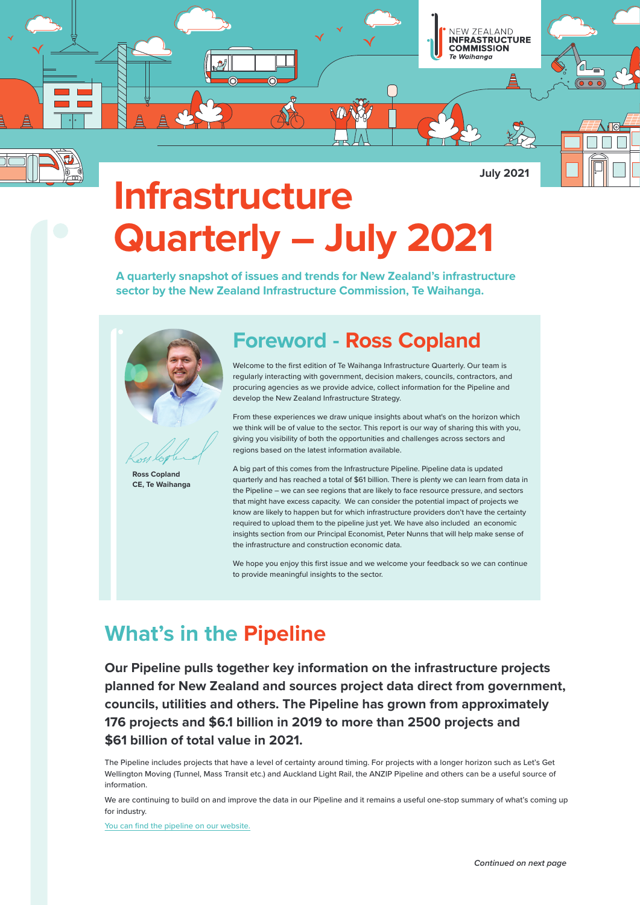NEW ZEALAND **INFRASTRUCTURE COMMISSION** *Te Waihanga*

July 2021

# Infrastructure Quarterly – July 2021

**A quarterly snapshot of issues and trends for New Zealand's infrastructure sector by the New Zealand Infrastructure Commission, Te Waihanga.**

## Foreword - Ross Copland

**Ross Copland**
**CE, Te Waihanga**

Welcome to the first edition of Te Waihanga Infrastructure Quarterly. Our team is regularly interacting with government, decision makers, councils, contractors, and procuring agencies as we provide advice, collect information for the Pipeline and develop the New Zealand Infrastructure Strategy.

From these experiences we draw unique insights about what's on the horizon which we think will be of value to the sector. This report is our way of sharing this with you, giving you visibility of both the opportunities and challenges across sectors and regions based on the latest information available.

A big part of this comes from the Infrastructure Pipeline. Pipeline data is updated quarterly and has reached a total of $61 billion. There is plenty we can learn from data in the Pipeline – we can see regions that are likely to face resource pressure, and sectors that might have excess capacity. We can consider the potential impact of projects we know are likely to happen but for which infrastructure providers don't have the certainty required to upload them to the pipeline just yet. We have also included an economic insights section from our Principal Economist, Peter Nunns that will help make sense of the infrastructure and construction economic data.

We hope you enjoy this first issue and we welcome your feedback so we can continue to provide meaningful insights to the sector.

## What's in the Pipeline

**Our Pipeline pulls together key information on the infrastructure projects planned for New Zealand and sources project data direct from government, councils, utilities and others. The Pipeline has grown from approximately 176 projects and $6.1 billion in 2019 to more than 2500 projects and $61 billion of total value in 2021.**

The Pipeline includes projects that have a level of certainty around timing. For projects with a longer horizon such as Let's Get Wellington Moving (Tunnel, Mass Transit etc.) and Auckland Light Rail, the ANZIP Pipeline and others can be a useful source of information.

We are continuing to build on and improve the data in our Pipeline and it remains a useful one-stop summary of what's coming up for industry.

You can find the pipeline on our website.

*Continued on next page*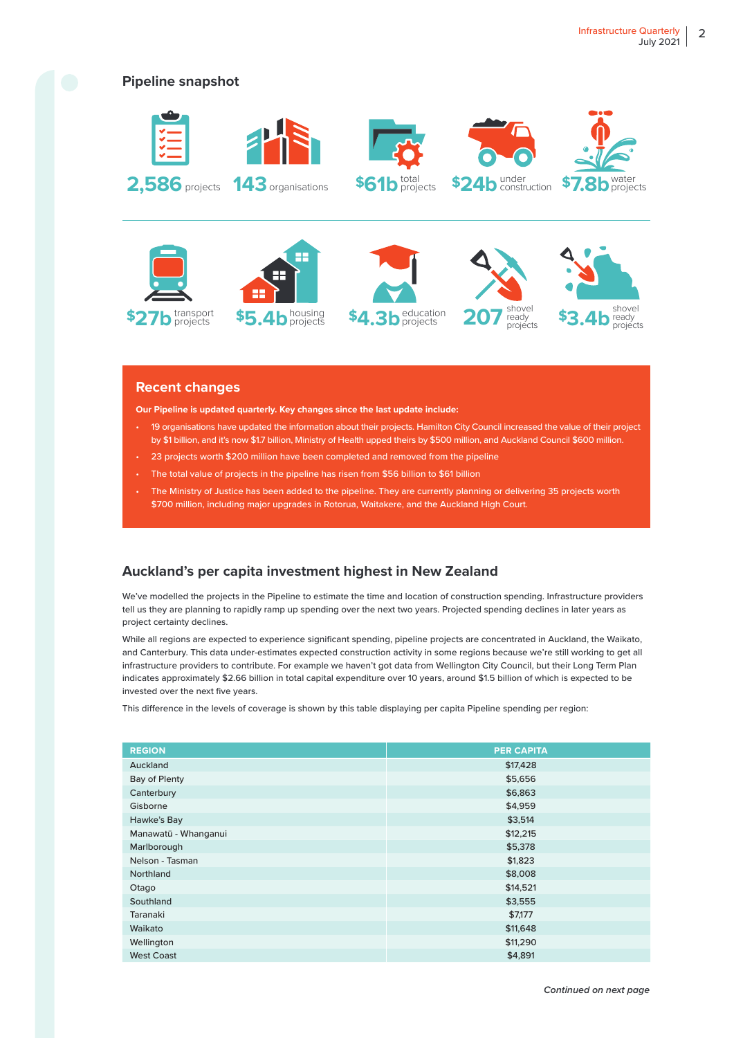## Pipeline snapshot

- **2,586** projects
- **143** organisations
- **$61b** total projects
- **$24b** under construction
- **$7.8b** water projects
- **$27b** transport projects
- **$5.4b** housing projects
- **$4.3b** education projects
- **207** shovel ready projects
- **$3.4b** shovel ready projects

## Recent changes

**Our Pipeline is updated quarterly. Key changes since the last update include:**

- 19 organisations have updated the information about their projects. Hamilton City Council increased the value of their project by $1 billion, and it's now $1.7 billion, Ministry of Health upped theirs by $500 million, and Auckland Council $600 million.
- 23 projects worth $200 million have been completed and removed from the pipeline
- The total value of projects in the pipeline has risen from $56 billion to $61 billion
- The Ministry of Justice has been added to the pipeline. They are currently planning or delivering 35 projects worth $700 million, including major upgrades in Rotorua, Waitakere, and the Auckland High Court.

## Auckland's per capita investment highest in New Zealand

We've modelled the projects in the Pipeline to estimate the time and location of construction spending. Infrastructure providers tell us they are planning to rapidly ramp up spending over the next two years. Projected spending declines in later years as project certainty declines.

While all regions are expected to experience significant spending, pipeline projects are concentrated in Auckland, the Waikato, and Canterbury. This data under-estimates expected construction activity in some regions because we're still working to get all infrastructure providers to contribute. For example we haven't got data from Wellington City Council, but their Long Term Plan indicates approximately $2.66 billion in total capital expenditure over 10 years, around $1.5 billion of which is expected to be invested over the next five years.

This difference in the levels of coverage is shown by this table displaying per capita Pipeline spending per region:

| REGION | PER CAPITA |
|---|---|
| Auckland | $17,428 |
| Bay of Plenty | $5,656 |
| Canterbury | $6,863 |
| Gisborne | $4,959 |
| Hawke's Bay | $3,514 |
| Manawatū - Whanganui | $12,215 |
| Marlborough | $5,378 |
| Nelson - Tasman | $1,823 |
| Northland | $8,008 |
| Otago | $14,521 |
| Southland | $3,555 |
| Taranaki | $7,177 |
| Waikato | $11,648 |
| Wellington | $11,290 |
| West Coast | $4,891 |

*Continued on next page*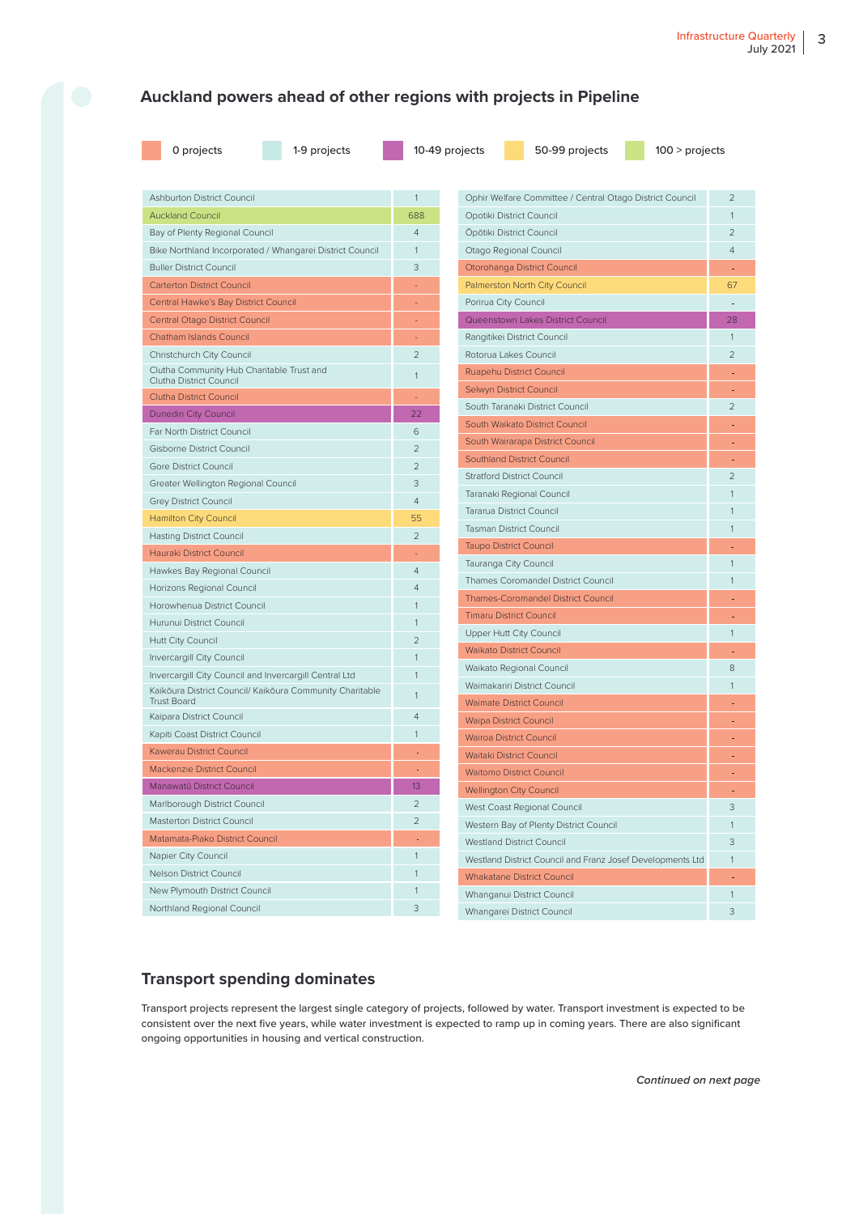## Auckland powers ahead of other regions with projects in Pipeline

0 projects | 1-9 projects | 10-49 projects | 50-99 projects | 100 > projects

| Council | Projects |
|---|---|
| Ashburton District Council | 1 |
| Auckland Council | 688 |
| Bay of Plenty Regional Council | 4 |
| Bike Northland Incorporated / Whangarei District Council | 1 |
| Buller District Council | 3 |
| Carterton District Council | - |
| Central Hawke's Bay District Council | - |
| Central Otago District Council | - |
| Chatham Islands Council | - |
| Christchurch City Council | 2 |
| Clutha Community Hub Charitable Trust and Clutha District Council | 1 |
| Clutha District Council | - |
| Dunedin City Council | 22 |
| Far North District Council | 6 |
| Gisborne District Council | 2 |
| Gore District Council | 2 |
| Greater Wellington Regional Council | 3 |
| Grey District Council | 4 |
| Hamilton City Council | 55 |
| Hasting District Council | 2 |
| Hauraki District Council | - |
| Hawkes Bay Regional Council | 4 |
| Horizons Regional Council | 4 |
| Horowhenua District Council | 1 |
| Hurunui District Council | 1 |
| Hutt City Council | 2 |
| Invercargill City Council | 1 |
| Invercargill City Council and Invercargill Central Ltd | 1 |
| Kaikōura District Council/ Kaikōura Community Charitable Trust Board | 1 |
| Kaipara District Council | 4 |
| Kapiti Coast District Council | 1 |
| Kawerau District Council | - |
| Mackenzie District Council | - |
| Manawatū District Council | 13 |
| Marlborough District Council | 2 |
| Masterton District Council | 2 |
| Matamata-Piako District Council | - |
| Napier City Council | 1 |
| Nelson District Council | 1 |
| New Plymouth District Council | 1 |
| Northland Regional Council | 3 |
| Ophir Welfare Committee / Central Otago District Council | 2 |
| Opotiki District Council | 1 |
| Ōpōtiki District Council | 2 |
| Otago Regional Council | 4 |
| Otorohanga District Council | - |
| Palmerston North City Council | 67 |
| Porirua City Council | - |
| Queenstown Lakes District Council | 28 |
| Rangitikei District Council | 1 |
| Rotorua Lakes Council | 2 |
| Ruapehu District Council | - |
| Selwyn District Council | - |
| South Taranaki District Council | 2 |
| South Waikato District Council | - |
| South Wairarapa District Council | - |
| Southland District Council | - |
| Stratford District Council | 2 |
| Taranaki Regional Council | 1 |
| Tararua District Council | 1 |
| Tasman District Council | 1 |
| Taupo District Council | - |
| Tauranga City Council | 1 |
| Thames Coromandel District Council | 1 |
| Thames-Coromandel District Council | - |
| Timaru District Council | - |
| Upper Hutt City Council | 1 |
| Waikato District Council | - |
| Waikato Regional Council | 8 |
| Waimakariri District Council | 1 |
| Waimate District Council | - |
| Waipa District Council | - |
| Wairoa District Council | - |
| Waitaki District Council | - |
| Waitomo District Council | - |
| Wellington City Council | - |
| West Coast Regional Council | 3 |
| Western Bay of Plenty District Council | 1 |
| Westland District Council | 3 |
| Westland District Council and Franz Josef Developments Ltd | 1 |
| Whakatane District Council | - |
| Whanganui District Council | 1 |
| Whangarei District Council | 3 |

## Transport spending dominates

Transport projects represent the largest single category of projects, followed by water. Transport investment is expected to be consistent over the next five years, while water investment is expected to ramp up in coming years. There are also significant ongoing opportunities in housing and vertical construction.

*Continued on next page*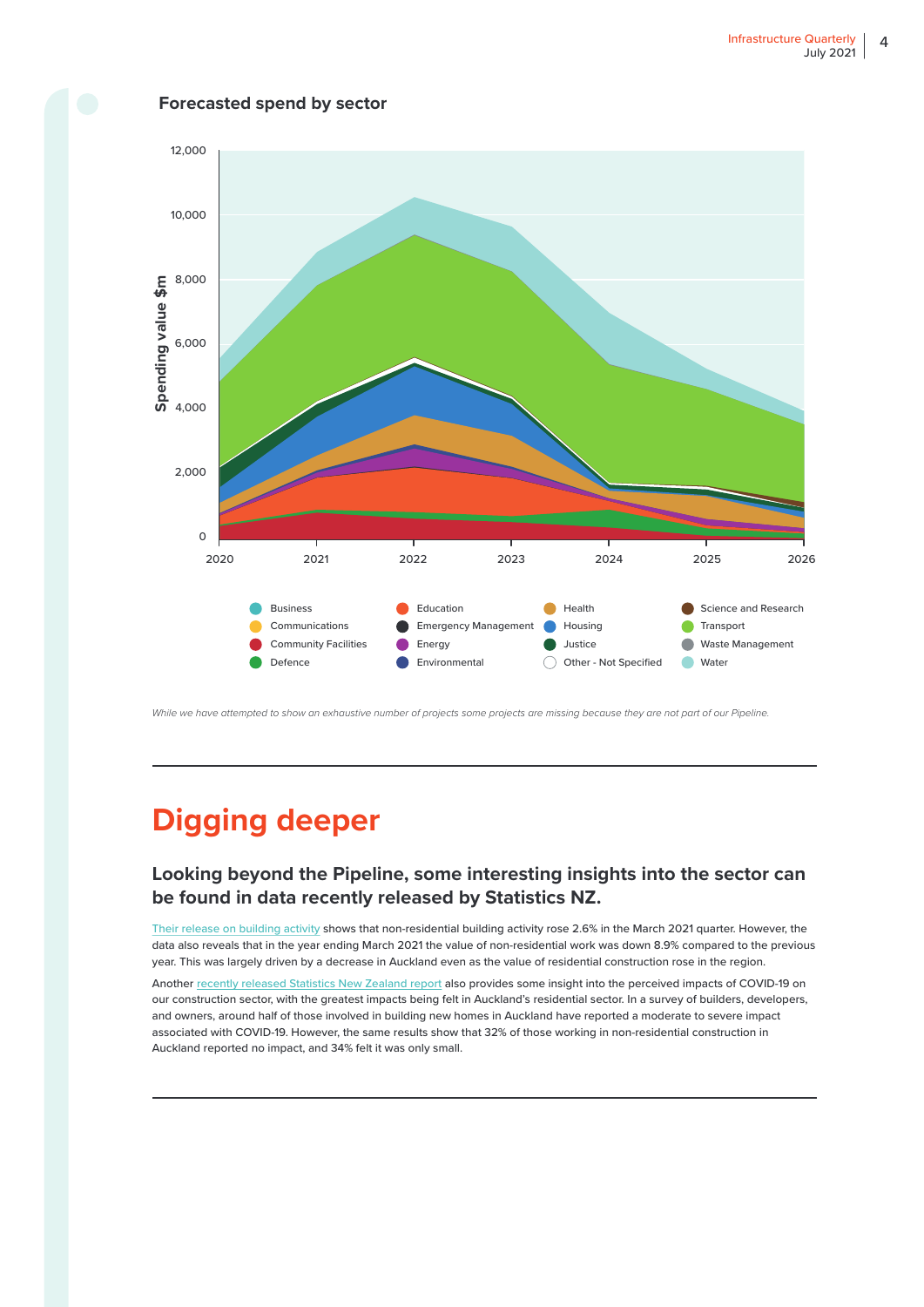**Forecasted spend by sector**

*While we have attempted to show an exhaustive number of projects some projects are missing because they are not part of our Pipeline.*

---

# Digging deeper

### Looking beyond the Pipeline, some interesting insights into the sector can be found in data recently released by Statistics NZ.

Their release on building activity shows that non-residential building activity rose 2.6% in the March 2021 quarter. However, the data also reveals that in the year ending March 2021 the value of non-residential work was down 8.9% compared to the previous year. This was largely driven by a decrease in Auckland even as the value of residential construction rose in the region.

Another recently released Statistics New Zealand report also provides some insight into the perceived impacts of COVID-19 on our construction sector, with the greatest impacts being felt in Auckland's residential sector. In a survey of builders, developers, and owners, around half of those involved in building new homes in Auckland have reported a moderate to severe impact associated with COVID-19. However, the same results show that 32% of those working in non-residential construction in Auckland reported no impact, and 34% felt it was only small.

---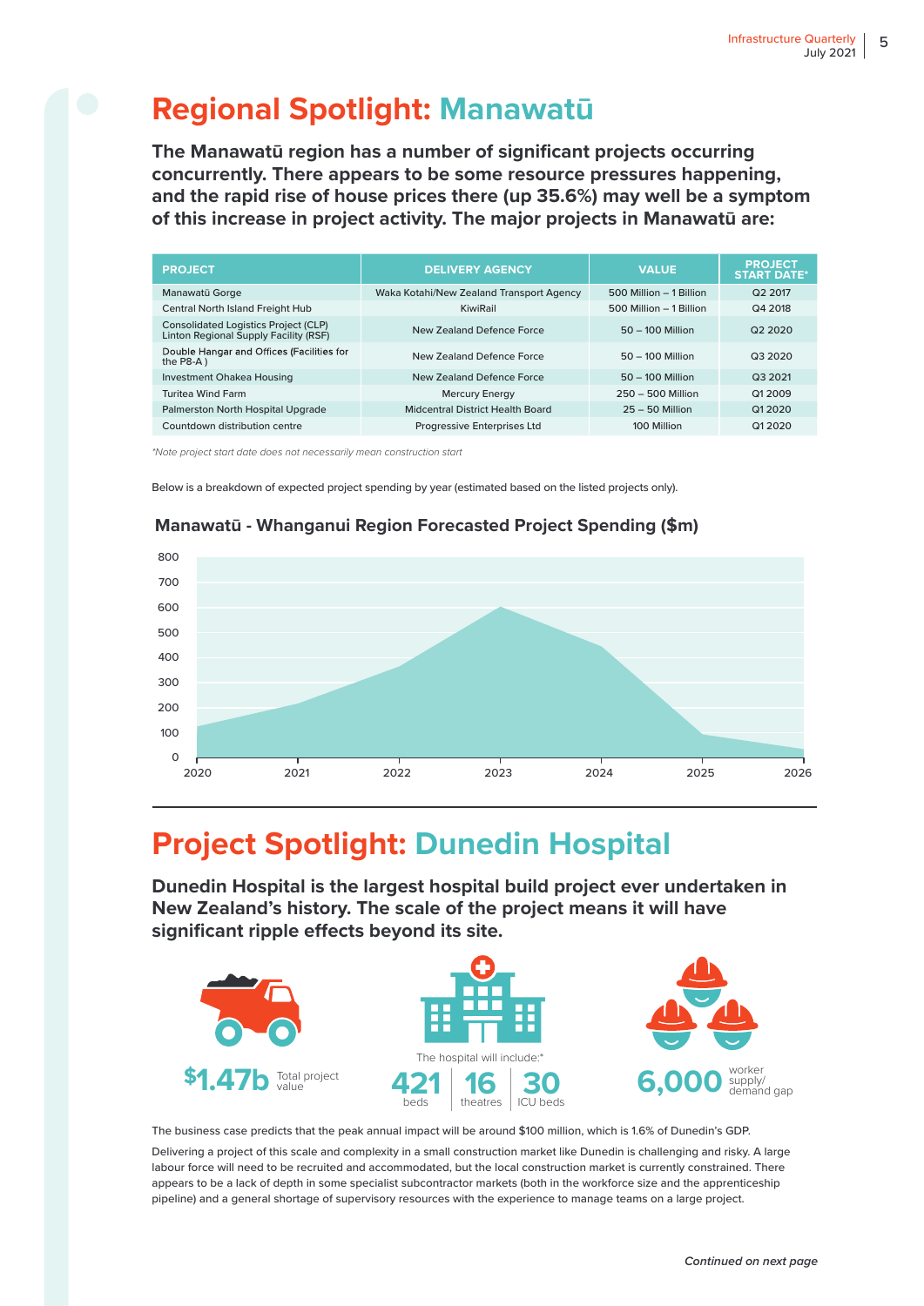# Regional Spotlight: Manawatū

**The Manawatū region has a number of significant projects occurring concurrently. There appears to be some resource pressures happening, and the rapid rise of house prices there (up 35.6%) may well be a symptom of this increase in project activity. The major projects in Manawatū are:**

| PROJECT | DELIVERY AGENCY | VALUE | PROJECT START DATE* |
|---|---|---|---|
| Manawatū Gorge | Waka Kotahi/New Zealand Transport Agency | 500 Million – 1 Billion | Q2 2017 |
| Central North Island Freight Hub | KiwiRail | 500 Million – 1 Billion | Q4 2018 |
| Consolidated Logistics Project (CLP) Linton Regional Supply Facility (RSF) | New Zealand Defence Force | 50 – 100 Million | Q2 2020 |
| Double Hangar and Offices (Facilities for the P8-A ) | New Zealand Defence Force | 50 – 100 Million | Q3 2020 |
| Investment Ohakea Housing | New Zealand Defence Force | 50 – 100 Million | Q3 2021 |
| Turitea Wind Farm | Mercury Energy | 250 – 500 Million | Q1 2009 |
| Palmerston North Hospital Upgrade | Midcentral District Health Board | 25 – 50 Million | Q1 2020 |
| Countdown distribution centre | Progressive Enterprises Ltd | 100 Million | Q1 2020 |

*\*Note project start date does not necessarily mean construction start*

Below is a breakdown of expected project spending by year (estimated based on the listed projects only).

**Manawatū - Whanganui Region Forecasted Project Spending ($m)**

# Project Spotlight: Dunedin Hospital

**Dunedin Hospital is the largest hospital build project ever undertaken in New Zealand's history. The scale of the project means it will have significant ripple effects beyond its site.**

**$1.47b** Total project value

The hospital will include:*

**421** beds | **16** theatres | **30** ICU beds

**6,000** worker supply/ demand gap

The business case predicts that the peak annual impact will be around $100 million, which is 1.6% of Dunedin's GDP.

Delivering a project of this scale and complexity in a small construction market like Dunedin is challenging and risky. A large labour force will need to be recruited and accommodated, but the local construction market is currently constrained. There appears to be a lack of depth in some specialist subcontractor markets (both in the workforce size and the apprenticeship pipeline) and a general shortage of supervisory resources with the experience to manage teams on a large project.

*Continued on next page*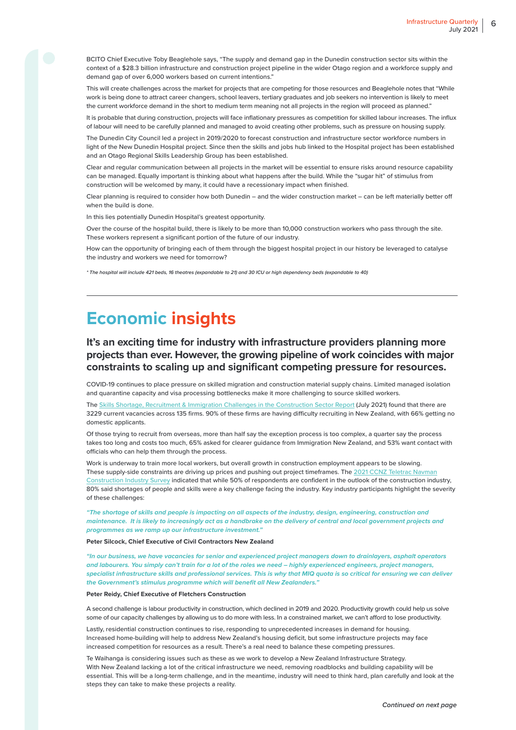BCITO Chief Executive Toby Beaglehole says, "The supply and demand gap in the Dunedin construction sector sits within the context of a $28.3 billion infrastructure and construction project pipeline in the wider Otago region and a workforce supply and demand gap of over 6,000 workers based on current intentions."

This will create challenges across the market for projects that are competing for those resources and Beaglehole notes that "While work is being done to attract career changers, school leavers, tertiary graduates and job seekers no intervention is likely to meet the current workforce demand in the short to medium term meaning not all projects in the region will proceed as planned."

It is probable that during construction, projects will face inflationary pressures as competition for skilled labour increases. The influx of labour will need to be carefully planned and managed to avoid creating other problems, such as pressure on housing supply.

The Dunedin City Council led a project in 2019/2020 to forecast construction and infrastructure sector workforce numbers in light of the New Dunedin Hospital project. Since then the skills and jobs hub linked to the Hospital project has been established and an Otago Regional Skills Leadership Group has been established.

Clear and regular communication between all projects in the market will be essential to ensure risks around resource capability can be managed. Equally important is thinking about what happens after the build. While the "sugar hit" of stimulus from construction will be welcomed by many, it could have a recessionary impact when finished.

Clear planning is required to consider how both Dunedin – and the wider construction market – can be left materially better off when the build is done.

In this lies potentially Dunedin Hospital's greatest opportunity.

Over the course of the hospital build, there is likely to be more than 10,000 construction workers who pass through the site. These workers represent a significant portion of the future of our industry.

How can the opportunity of bringing each of them through the biggest hospital project in our history be leveraged to catalyse the industry and workers we need for tomorrow?

*\* The hospital will include 421 beds, 16 theatres (expandable to 21) and 30 ICU or high dependency beds (expandable to 40)*

---

# Economic insights

## It's an exciting time for industry with infrastructure providers planning more projects than ever. However, the growing pipeline of work coincides with major constraints to scaling up and significant competing pressure for resources.

COVID-19 continues to place pressure on skilled migration and construction material supply chains. Limited managed isolation and quarantine capacity and visa processing bottlenecks make it more challenging to source skilled workers.

The Skills Shortage, Recruitment & Immigration Challenges in the Construction Sector Report (July 2021) found that there are 3229 current vacancies across 135 firms. 90% of these firms are having difficulty recruiting in New Zealand, with 66% getting no domestic applicants.

Of those trying to recruit from overseas, more than half say the exception process is too complex, a quarter say the process takes too long and costs too much, 65% asked for clearer guidance from Immigration New Zealand, and 53% want contact with officials who can help them through the process.

Work is underway to train more local workers, but overall growth in construction employment appears to be slowing. These supply-side constraints are driving up prices and pushing out project timeframes. The 2021 CCNZ Teletrac Navman Construction Industry Survey indicated that while 50% of respondents are confident in the outlook of the construction industry, 80% said shortages of people and skills were a key challenge facing the industry. Key industry participants highlight the severity of these challenges:

***"The shortage of skills and people is impacting on all aspects of the industry, design, engineering, construction and maintenance. It is likely to increasingly act as a handbrake on the delivery of central and local government projects and programmes as we ramp up our infrastructure investment."***

**Peter Silcock, Chief Executive of Civil Contractors New Zealand**

***"In our business, we have vacancies for senior and experienced project managers down to drainlayers, asphalt operators and labourers. You simply can't train for a lot of the roles we need – highly experienced engineers, project managers, specialist infrastructure skills and professional services. This is why that MIQ quota is so critical for ensuring we can deliver the Government's stimulus programme which will benefit all New Zealanders."***

**Peter Reidy, Chief Executive of Fletchers Construction**

A second challenge is labour productivity in construction, which declined in 2019 and 2020. Productivity growth could help us solve some of our capacity challenges by allowing us to do more with less. In a constrained market, we can't afford to lose productivity.

Lastly, residential construction continues to rise, responding to unprecedented increases in demand for housing. Increased home-building will help to address New Zealand's housing deficit, but some infrastructure projects may face increased competition for resources as a result. There's a real need to balance these competing pressures.

Te Waihanga is considering issues such as these as we work to develop a New Zealand Infrastructure Strategy. With New Zealand lacking a lot of the critical infrastructure we need, removing roadblocks and building capability will be essential. This will be a long-term challenge, and in the meantime, industry will need to think hard, plan carefully and look at the steps they can take to make these projects a reality.

*Continued on next page*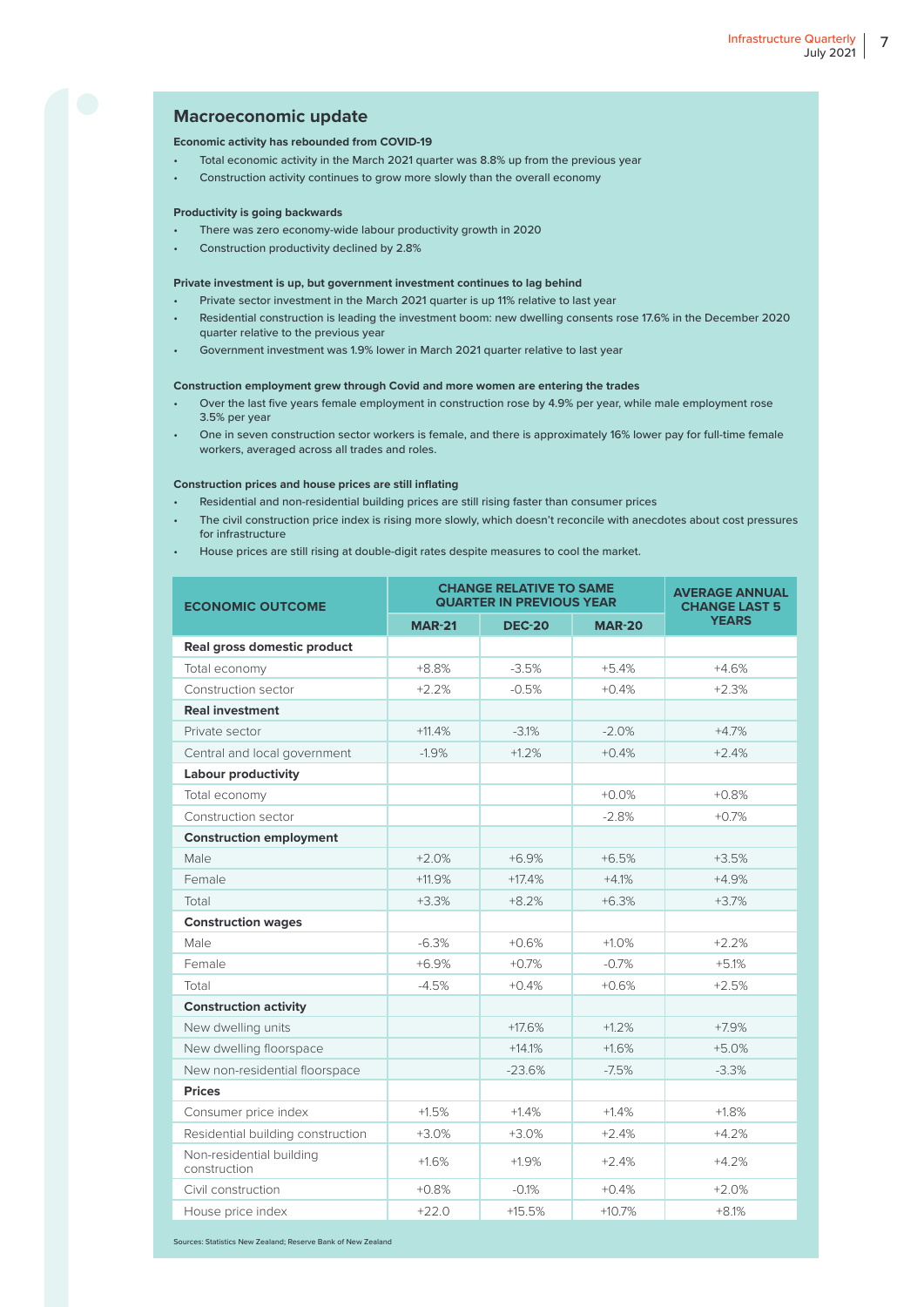## Macroeconomic update

**Economic activity has rebounded from COVID-19**

- Total economic activity in the March 2021 quarter was 8.8% up from the previous year
- Construction activity continues to grow more slowly than the overall economy

**Productivity is going backwards**

- There was zero economy-wide labour productivity growth in 2020
- Construction productivity declined by 2.8%

**Private investment is up, but government investment continues to lag behind**

- Private sector investment in the March 2021 quarter is up 11% relative to last year
- Residential construction is leading the investment boom: new dwelling consents rose 17.6% in the December 2020 quarter relative to the previous year
- Government investment was 1.9% lower in March 2021 quarter relative to last year

**Construction employment grew through Covid and more women are entering the trades**

- Over the last five years female employment in construction rose by 4.9% per year, while male employment rose 3.5% per year
- One in seven construction sector workers is female, and there is approximately 16% lower pay for full-time female workers, averaged across all trades and roles.

**Construction prices and house prices are still inflating**

- Residential and non-residential building prices are still rising faster than consumer prices
- The civil construction price index is rising more slowly, which doesn't reconcile with anecdotes about cost pressures for infrastructure
- House prices are still rising at double-digit rates despite measures to cool the market.

| ECONOMIC OUTCOME | CHANGE RELATIVE TO SAME QUARTER IN PREVIOUS YEAR | | | AVERAGE ANNUAL CHANGE LAST 5 YEARS |
|---|---|---|---|---|
| | MAR-21 | DEC-20 | MAR-20 | |
| **Real gross domestic product** | | | | |
| Total economy | +8.8% | -3.5% | +5.4% | +4.6% |
| Construction sector | +2.2% | -0.5% | +0.4% | +2.3% |
| **Real investment** | | | | |
| Private sector | +11.4% | -3.1% | -2.0% | +4.7% |
| Central and local government | -1.9% | +1.2% | +0.4% | +2.4% |
| **Labour productivity** | | | | |
| Total economy | | | +0.0% | +0.8% |
| Construction sector | | | -2.8% | +0.7% |
| **Construction employment** | | | | |
| Male | +2.0% | +6.9% | +6.5% | +3.5% |
| Female | +11.9% | +17.4% | +4.1% | +4.9% |
| Total | +3.3% | +8.2% | +6.3% | +3.7% |
| **Construction wages** | | | | |
| Male | -6.3% | +0.6% | +1.0% | +2.2% |
| Female | +6.9% | +0.7% | -0.7% | +5.1% |
| Total | -4.5% | +0.4% | +0.6% | +2.5% |
| **Construction activity** | | | | |
| New dwelling units | | +17.6% | +1.2% | +7.9% |
| New dwelling floorspace | | +14.1% | +1.6% | +5.0% |
| New non-residential floorspace | | -23.6% | -7.5% | -3.3% |
| **Prices** | | | | |
| Consumer price index | +1.5% | +1.4% | +1.4% | +1.8% |
| Residential building construction | +3.0% | +3.0% | +2.4% | +4.2% |
| Non-residential building construction | +1.6% | +1.9% | +2.4% | +4.2% |
| Civil construction | +0.8% | -0.1% | +0.4% | +2.0% |
| House price index | +22.0 | +15.5% | +10.7% | +8.1% |

Sources: Statistics New Zealand; Reserve Bank of New Zealand